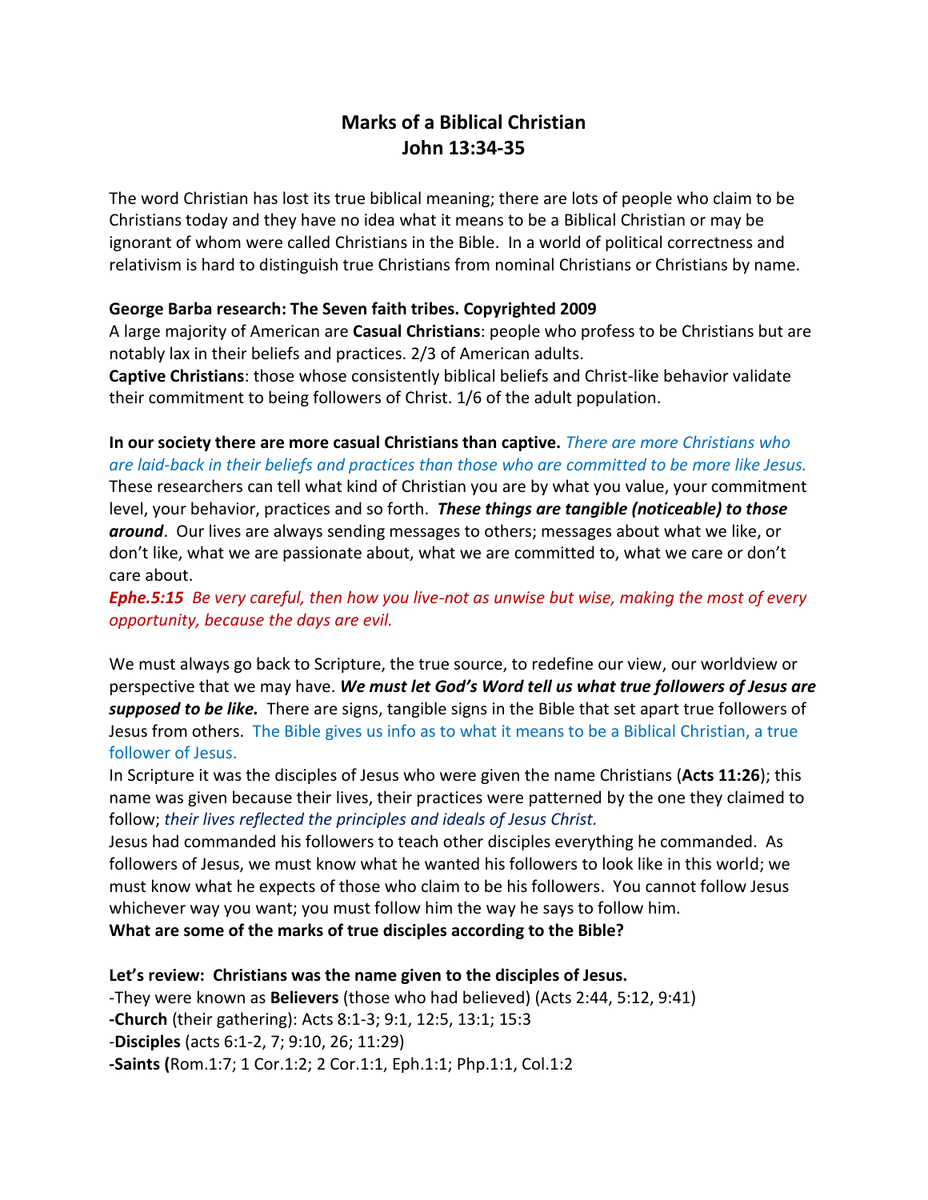# Marks of a Biblical Christian
# John 13:34-35

The word Christian has lost its true biblical meaning; there are lots of people who claim to be Christians today and they have no idea what it means to be a Biblical Christian or may be ignorant of whom were called Christians in the Bible. In a world of political correctness and relativism is hard to distinguish true Christians from nominal Christians or Christians by name.

**George Barba research: The Seven faith tribes. Copyrighted 2009**
A large majority of American are **Casual Christians**: people who profess to be Christians but are notably lax in their beliefs and practices. 2/3 of American adults.
**Captive Christians**: those whose consistently biblical beliefs and Christ-like behavior validate their commitment to being followers of Christ. 1/6 of the adult population.

**In our society there are more casual Christians than captive.** *There are more Christians who are laid-back in their beliefs and practices than those who are committed to be more like Jesus.* These researchers can tell what kind of Christian you are by what you value, your commitment level, your behavior, practices and so forth. ***These things are tangible (noticeable) to those around***. Our lives are always sending messages to others; messages about what we like, or don't like, what we are passionate about, what we are committed to, what we care or don't care about.

***Ephe.5:15*** *Be very careful, then how you live-not as unwise but wise, making the most of every opportunity, because the days are evil.*

We must always go back to Scripture, the true source, to redefine our view, our worldview or perspective that we may have. ***We must let God's Word tell us what true followers of Jesus are supposed to be like.*** There are signs, tangible signs in the Bible that set apart true followers of Jesus from others. The Bible gives us info as to what it means to be a Biblical Christian, a true follower of Jesus.

In Scripture it was the disciples of Jesus who were given the name Christians (**Acts 11:26**); this name was given because their lives, their practices were patterned by the one they claimed to follow; *their lives reflected the principles and ideals of Jesus Christ.*

Jesus had commanded his followers to teach other disciples everything he commanded. As followers of Jesus, we must know what he wanted his followers to look like in this world; we must know what he expects of those who claim to be his followers. You cannot follow Jesus whichever way you want; you must follow him the way he says to follow him.

**What are some of the marks of true disciples according to the Bible?**

**Let's review: Christians was the name given to the disciples of Jesus.**
-They were known as **Believers** (those who had believed) (Acts 2:44, 5:12, 9:41)
**-Church** (their gathering): Acts 8:1-3; 9:1, 12:5, 13:1; 15:3
-**Disciples** (acts 6:1-2, 7; 9:10, 26; 11:29)
**-Saints (**Rom.1:7; 1 Cor.1:2; 2 Cor.1:1, Eph.1:1; Php.1:1, Col.1:2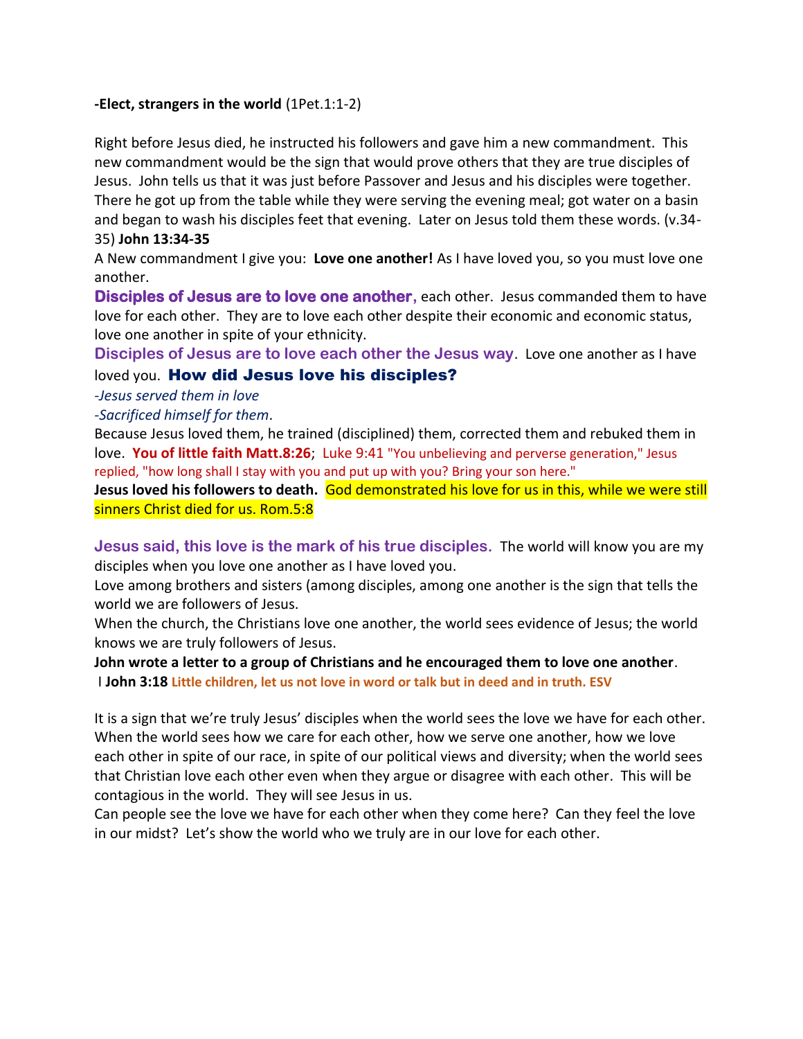**-Elect, strangers in the world** (1Pet.1:1-2)

Right before Jesus died, he instructed his followers and gave him a new commandment. This new commandment would be the sign that would prove others that they are true disciples of Jesus. John tells us that it was just before Passover and Jesus and his disciples were together. There he got up from the table while they were serving the evening meal; got water on a basin and began to wash his disciples feet that evening. Later on Jesus told them these words. (v.34-35) **John 13:34-35**

A New commandment I give you: **Love one another!** As I have loved you, so you must love one another.

**Disciples of Jesus are to love one another,** each other. Jesus commanded them to have love for each other. They are to love each other despite their economic and economic status, love one another in spite of your ethnicity.

**Disciples of Jesus are to love each other the Jesus way**. Love one another as I have loved you. **How did Jesus love his disciples?**

*-Jesus served them in love*

*-Sacrificed himself for them*.

Because Jesus loved them, he trained (disciplined) them, corrected them and rebuked them in love. **You of little faith Matt.8:26**; Luke 9:41 "You unbelieving and perverse generation," Jesus replied, "how long shall I stay with you and put up with you? Bring your son here."

**Jesus loved his followers to death.** God demonstrated his love for us in this, while we were still sinners Christ died for us. Rom.5:8

**Jesus said, this love is the mark of his true disciples.** The world will know you are my disciples when you love one another as I have loved you.

Love among brothers and sisters (among disciples, among one another is the sign that tells the world we are followers of Jesus.

When the church, the Christians love one another, the world sees evidence of Jesus; the world knows we are truly followers of Jesus.

**John wrote a letter to a group of Christians and he encouraged them to love one another**.

I **John 3:18** **Little children, let us not love in word or talk but in deed and in truth. ESV**

It is a sign that we're truly Jesus' disciples when the world sees the love we have for each other. When the world sees how we care for each other, how we serve one another, how we love each other in spite of our race, in spite of our political views and diversity; when the world sees that Christian love each other even when they argue or disagree with each other. This will be contagious in the world. They will see Jesus in us.

Can people see the love we have for each other when they come here? Can they feel the love in our midst? Let's show the world who we truly are in our love for each other.